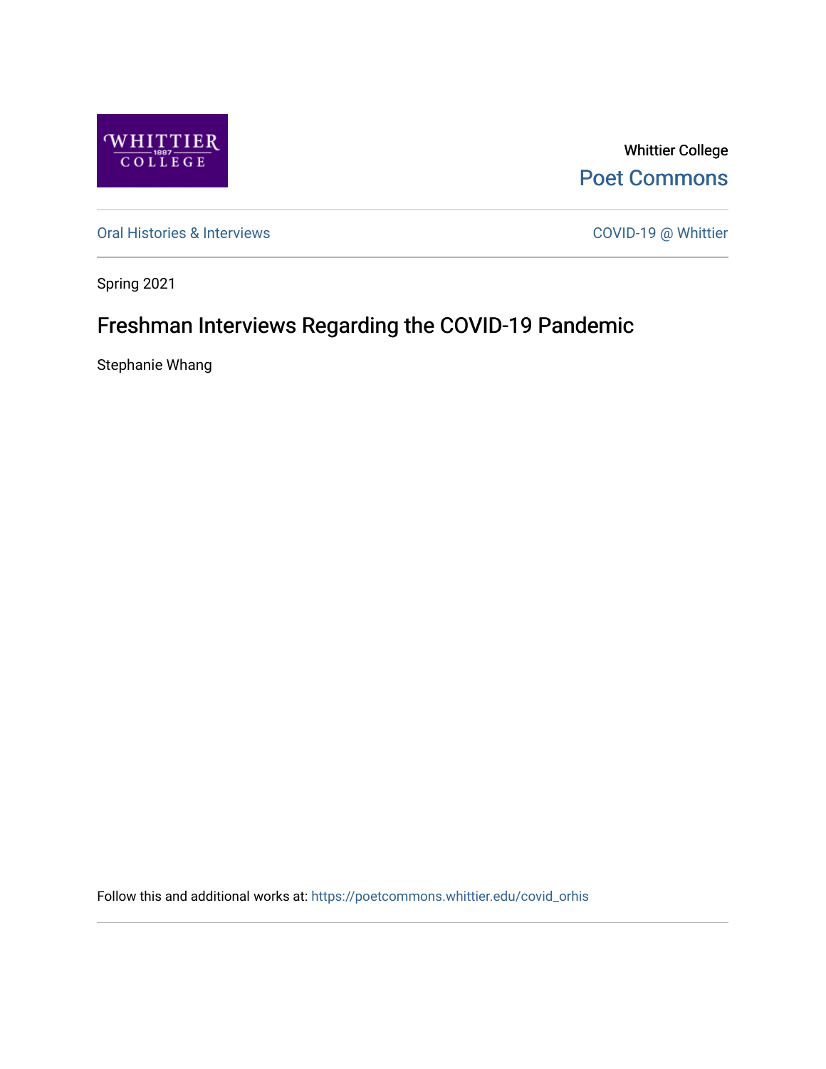Whittier College

Poet Commons

Oral Histories & Interviews

COVID-19 @ Whittier

Spring 2021

# Freshman Interviews Regarding the COVID-19 Pandemic

Stephanie Whang

Follow this and additional works at: https://poetcommons.whittier.edu/covid_orhis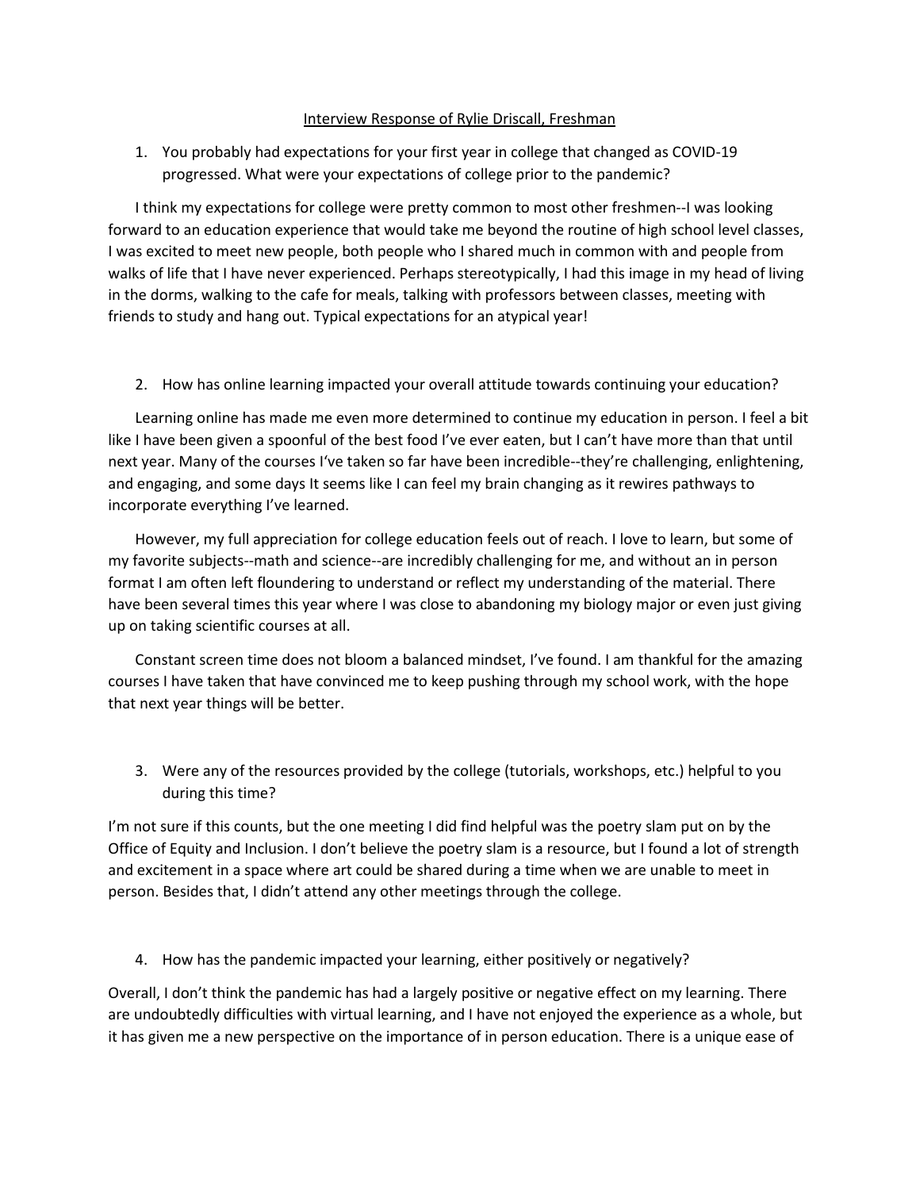Interview Response of Rylie Driscall, Freshman

1. You probably had expectations for your first year in college that changed as COVID-19 progressed. What were your expectations of college prior to the pandemic?

I think my expectations for college were pretty common to most other freshmen--I was looking forward to an education experience that would take me beyond the routine of high school level classes, I was excited to meet new people, both people who I shared much in common with and people from walks of life that I have never experienced. Perhaps stereotypically, I had this image in my head of living in the dorms, walking to the cafe for meals, talking with professors between classes, meeting with friends to study and hang out. Typical expectations for an atypical year!

2. How has online learning impacted your overall attitude towards continuing your education?

Learning online has made me even more determined to continue my education in person. I feel a bit like I have been given a spoonful of the best food I've ever eaten, but I can't have more than that until next year. Many of the courses I've taken so far have been incredible--they're challenging, enlightening, and engaging, and some days It seems like I can feel my brain changing as it rewires pathways to incorporate everything I've learned.

However, my full appreciation for college education feels out of reach. I love to learn, but some of my favorite subjects--math and science--are incredibly challenging for me, and without an in person format I am often left floundering to understand or reflect my understanding of the material. There have been several times this year where I was close to abandoning my biology major or even just giving up on taking scientific courses at all.

Constant screen time does not bloom a balanced mindset, I've found. I am thankful for the amazing courses I have taken that have convinced me to keep pushing through my school work, with the hope that next year things will be better.

3. Were any of the resources provided by the college (tutorials, workshops, etc.) helpful to you during this time?

I'm not sure if this counts, but the one meeting I did find helpful was the poetry slam put on by the Office of Equity and Inclusion. I don't believe the poetry slam is a resource, but I found a lot of strength and excitement in a space where art could be shared during a time when we are unable to meet in person. Besides that, I didn't attend any other meetings through the college.

4. How has the pandemic impacted your learning, either positively or negatively?

Overall, I don't think the pandemic has had a largely positive or negative effect on my learning. There are undoubtedly difficulties with virtual learning, and I have not enjoyed the experience as a whole, but it has given me a new perspective on the importance of in person education. There is a unique ease of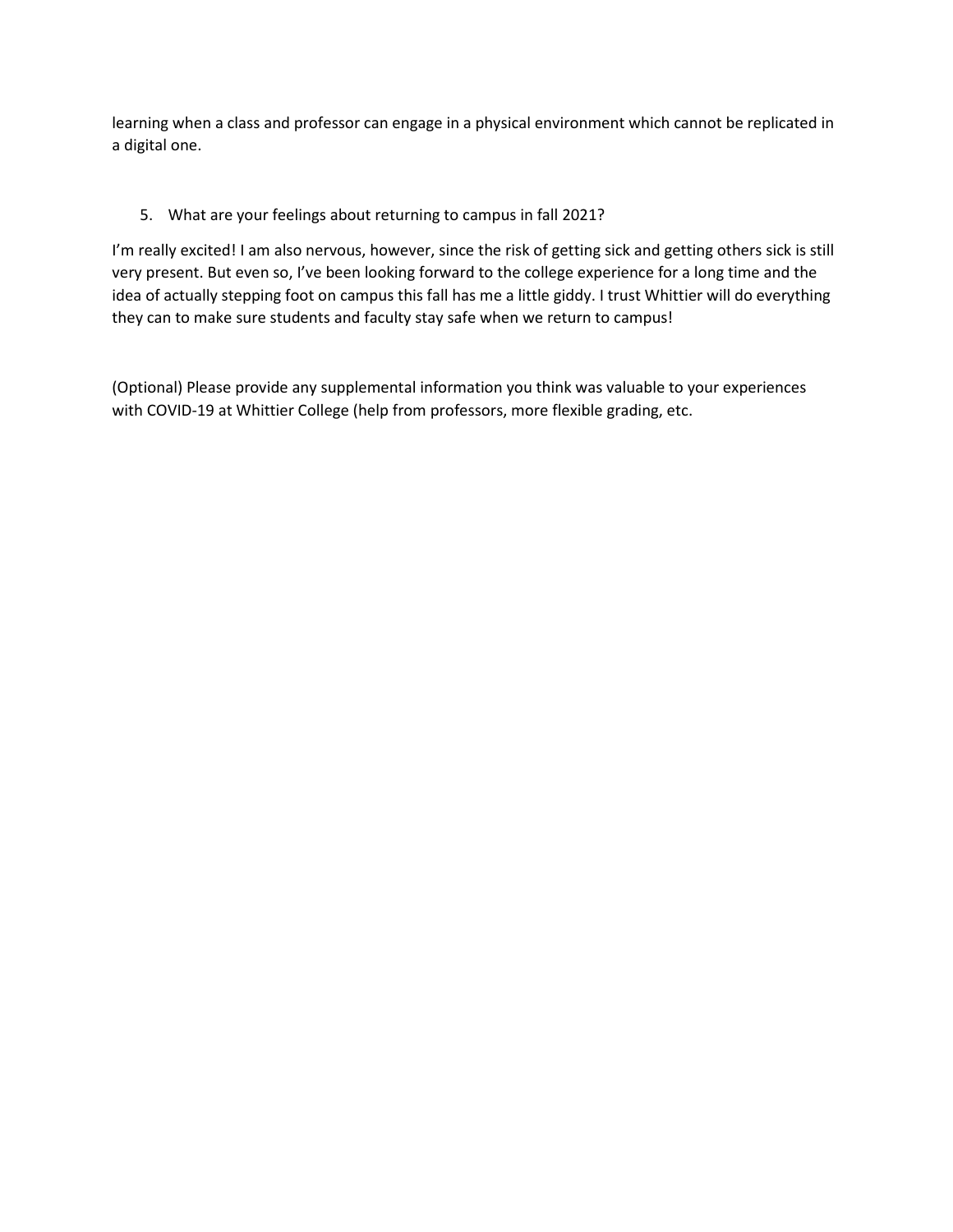learning when a class and professor can engage in a physical environment which cannot be replicated in a digital one.

5. What are your feelings about returning to campus in fall 2021?

I'm really excited! I am also nervous, however, since the risk of getting sick and getting others sick is still very present. But even so, I've been looking forward to the college experience for a long time and the idea of actually stepping foot on campus this fall has me a little giddy. I trust Whittier will do everything they can to make sure students and faculty stay safe when we return to campus!

(Optional) Please provide any supplemental information you think was valuable to your experiences with COVID-19 at Whittier College (help from professors, more flexible grading, etc.